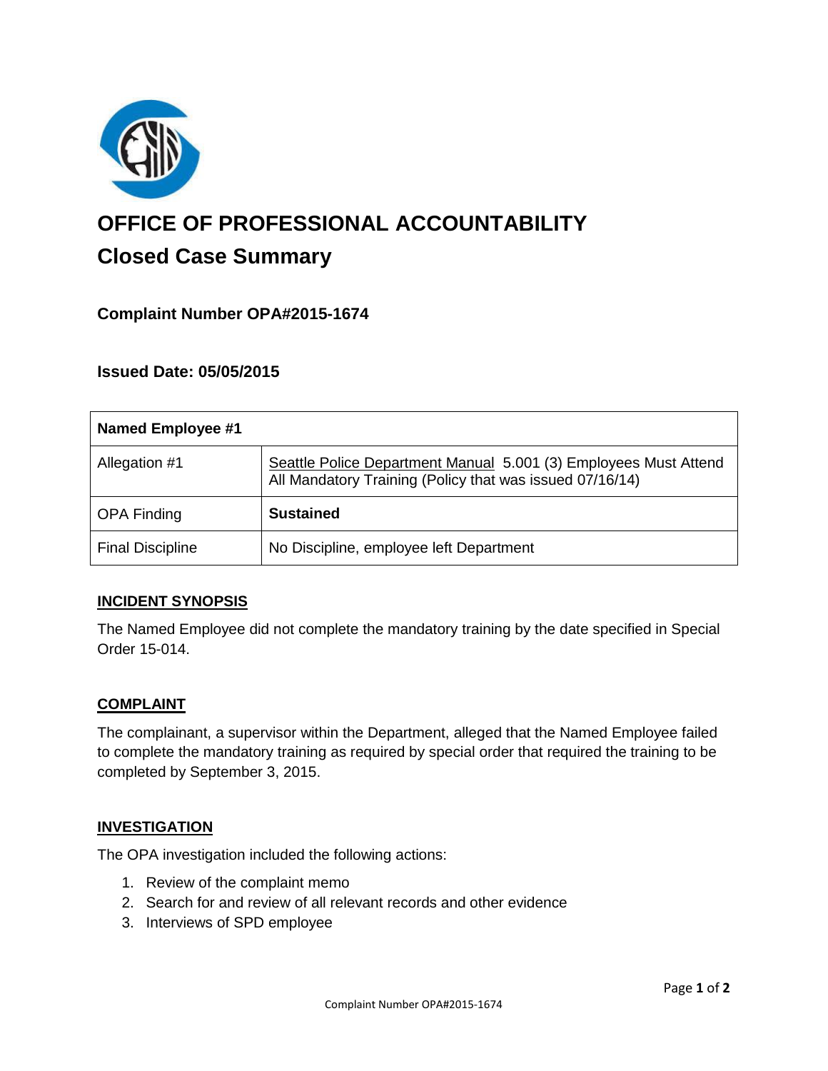# OFFICE OF PROFESSIONAL ACCOUNTABILITY

## Closed Case Summary

### Complaint Number OPA#2015-1674

### Issued Date: 05/05/2015

| Named Employee #1 | |
|---|---|
| Allegation #1 | Seattle Police Department Manual 5.001 (3) Employees Must Attend All Mandatory Training (Policy that was issued 07/16/14) |
| OPA Finding | **Sustained** |
| Final Discipline | No Discipline, employee left Department |

**INCIDENT SYNOPSIS**

The Named Employee did not complete the mandatory training by the date specified in Special Order 15-014.

**COMPLAINT**

The complainant, a supervisor within the Department, alleged that the Named Employee failed to complete the mandatory training as required by special order that required the training to be completed by September 3, 2015.

**INVESTIGATION**

The OPA investigation included the following actions:

1. Review of the complaint memo
2. Search for and review of all relevant records and other evidence
3. Interviews of SPD employee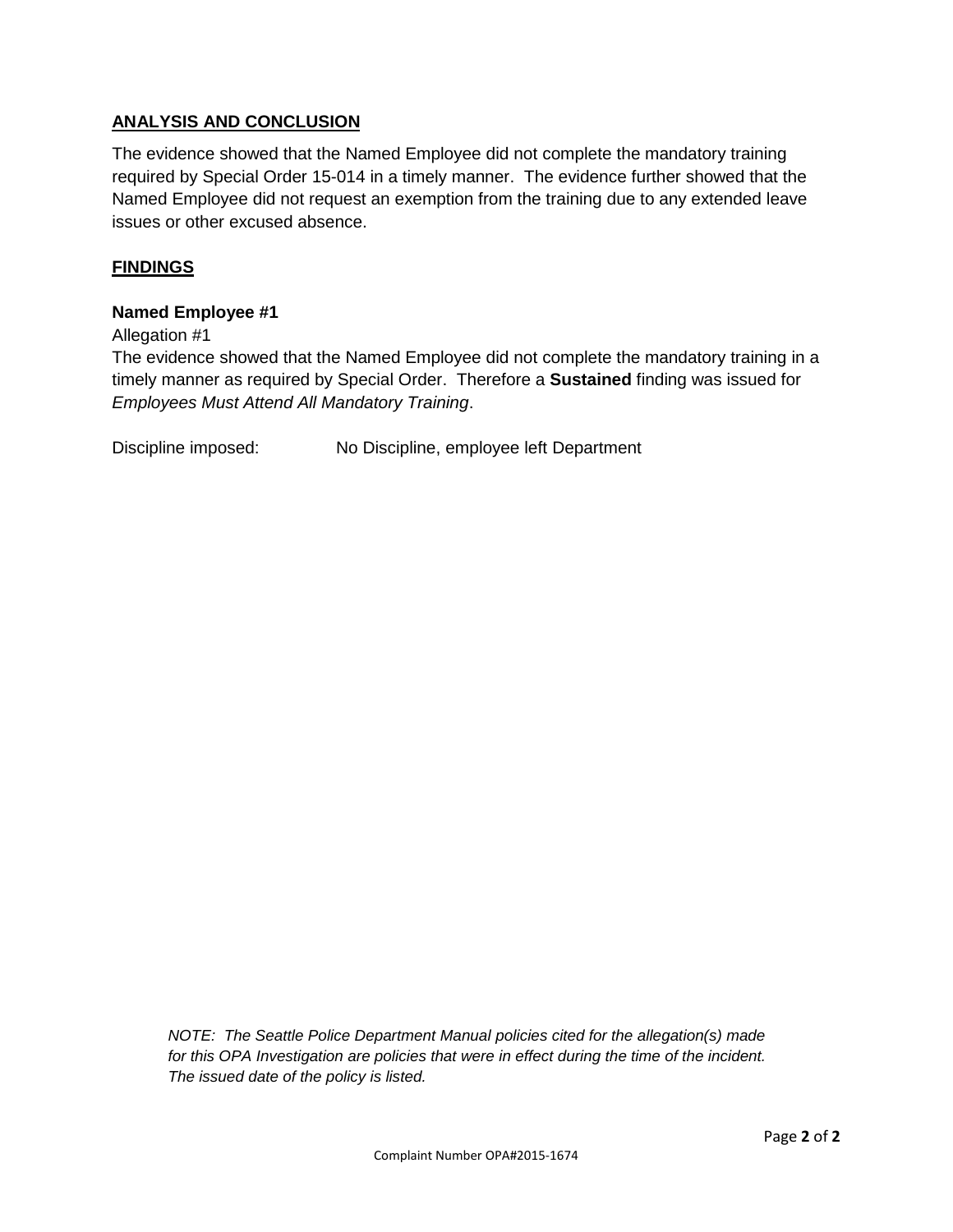## ANALYSIS AND CONCLUSION

The evidence showed that the Named Employee did not complete the mandatory training required by Special Order 15-014 in a timely manner. The evidence further showed that the Named Employee did not request an exemption from the training due to any extended leave issues or other excused absence.

## FINDINGS

**Named Employee #1**

Allegation #1

The evidence showed that the Named Employee did not complete the mandatory training in a timely manner as required by Special Order. Therefore a **Sustained** finding was issued for *Employees Must Attend All Mandatory Training*.

Discipline imposed: No Discipline, employee left Department

*NOTE: The Seattle Police Department Manual policies cited for the allegation(s) made for this OPA Investigation are policies that were in effect during the time of the incident. The issued date of the policy is listed.*

Complaint Number OPA#2015-1674